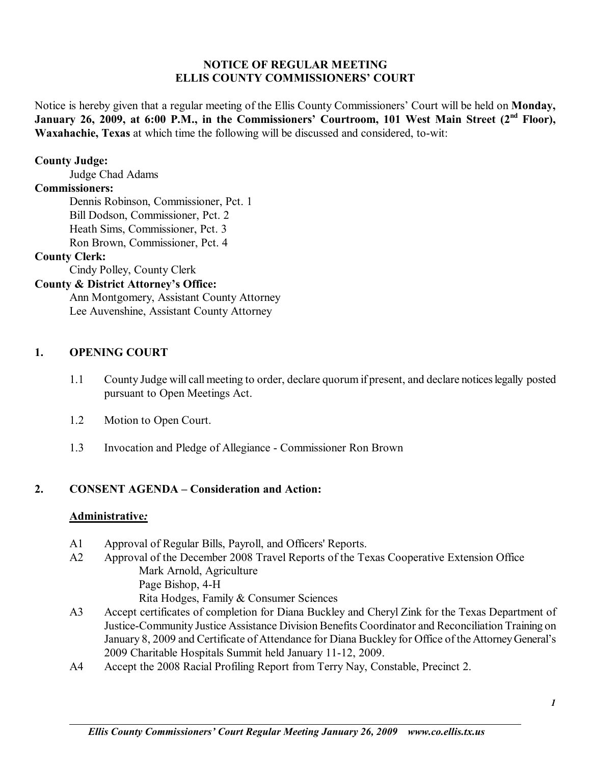# NOTICE OF REGULAR MEETING
# ELLIS COUNTY COMMISSIONERS' COURT

Notice is hereby given that a regular meeting of the Ellis County Commissioners' Court will be held on **Monday, January 26, 2009, at 6:00 P.M., in the Commissioners' Courtroom, 101 West Main Street (2nd Floor), Waxahachie, Texas** at which time the following will be discussed and considered, to-wit:

**County Judge:**
Judge Chad Adams

**Commissioners:**
Dennis Robinson, Commissioner, Pct. 1
Bill Dodson, Commissioner, Pct. 2
Heath Sims, Commissioner, Pct. 3
Ron Brown, Commissioner, Pct. 4

**County Clerk:**
Cindy Polley, County Clerk

**County & District Attorney's Office:**
Ann Montgomery, Assistant County Attorney
Lee Auvenshine, Assistant County Attorney

## 1. OPENING COURT

1.1 County Judge will call meeting to order, declare quorum if present, and declare notices legally posted pursuant to Open Meetings Act.

1.2 Motion to Open Court.

1.3 Invocation and Pledge of Allegiance - Commissioner Ron Brown

## 2. CONSENT AGENDA – Consideration and Action:

**Administrative:**

A1 Approval of Regular Bills, Payroll, and Officers' Reports.

A2 Approval of the December 2008 Travel Reports of the Texas Cooperative Extension Office
- Mark Arnold, Agriculture
- Page Bishop, 4-H
- Rita Hodges, Family & Consumer Sciences

A3 Accept certificates of completion for Diana Buckley and Cheryl Zink for the Texas Department of Justice-Community Justice Assistance Division Benefits Coordinator and Reconciliation Training on January 8, 2009 and Certificate of Attendance for Diana Buckley for Office of the Attorney General's 2009 Charitable Hospitals Summit held January 11-12, 2009.

A4 Accept the 2008 Racial Profiling Report from Terry Nay, Constable, Precinct 2.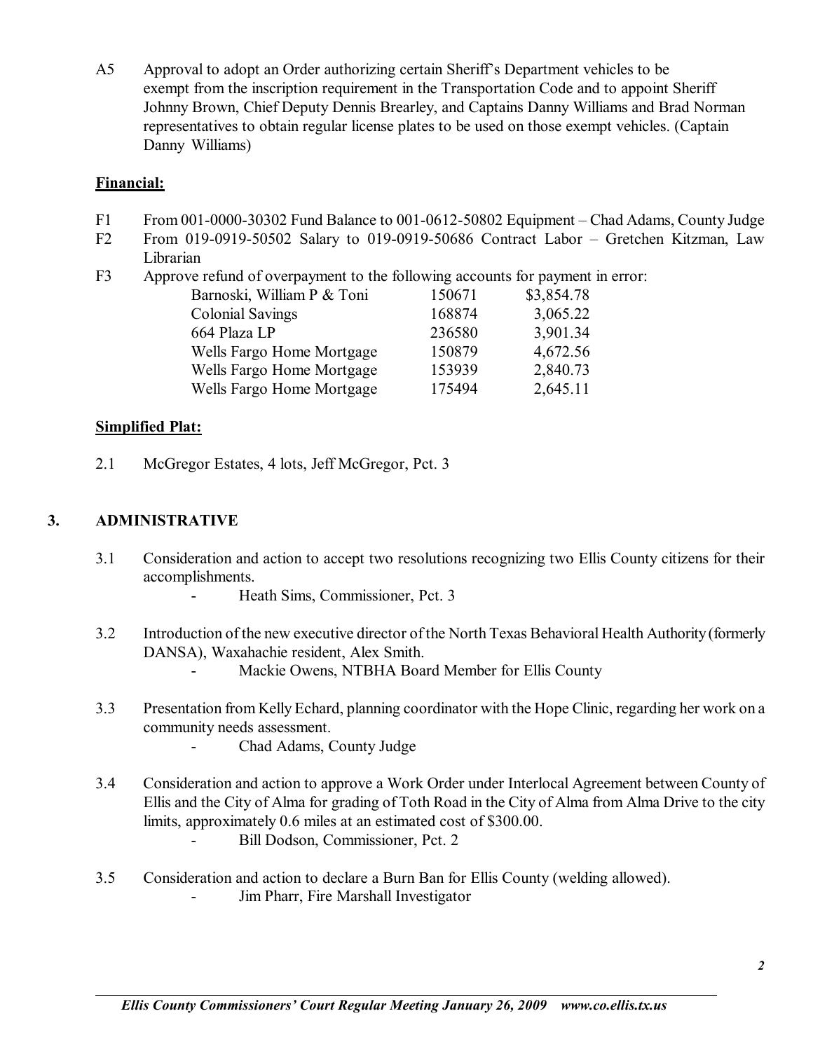A5 Approval to adopt an Order authorizing certain Sheriff's Department vehicles to be exempt from the inscription requirement in the Transportation Code and to appoint Sheriff Johnny Brown, Chief Deputy Dennis Brearley, and Captains Danny Williams and Brad Norman representatives to obtain regular license plates to be used on those exempt vehicles. (Captain Danny Williams)

**Financial:**

F1 From 001-0000-30302 Fund Balance to 001-0612-50802 Equipment – Chad Adams, County Judge

F2 From 019-0919-50502 Salary to 019-0919-50686 Contract Labor – Gretchen Kitzman, Law Librarian

F3 Approve refund of overpayment to the following accounts for payment in error:

| | | |
|---|---|---|
| Barnoski, William P & Toni | 150671 | $3,854.78 |
| Colonial Savings | 168874 | 3,065.22 |
| 664 Plaza LP | 236580 | 3,901.34 |
| Wells Fargo Home Mortgage | 150879 | 4,672.56 |
| Wells Fargo Home Mortgage | 153939 | 2,840.73 |
| Wells Fargo Home Mortgage | 175494 | 2,645.11 |

**Simplified Plat:**

2.1 McGregor Estates, 4 lots, Jeff McGregor, Pct. 3

## 3. ADMINISTRATIVE

3.1 Consideration and action to accept two resolutions recognizing two Ellis County citizens for their accomplishments.
- Heath Sims, Commissioner, Pct. 3

3.2 Introduction of the new executive director of the North Texas Behavioral Health Authority (formerly DANSA), Waxahachie resident, Alex Smith.
- Mackie Owens, NTBHA Board Member for Ellis County

3.3 Presentation from Kelly Echard, planning coordinator with the Hope Clinic, regarding her work on a community needs assessment.
- Chad Adams, County Judge

3.4 Consideration and action to approve a Work Order under Interlocal Agreement between County of Ellis and the City of Alma for grading of Toth Road in the City of Alma from Alma Drive to the city limits, approximately 0.6 miles at an estimated cost of $300.00.
- Bill Dodson, Commissioner, Pct. 2

3.5 Consideration and action to declare a Burn Ban for Ellis County (welding allowed).
- Jim Pharr, Fire Marshall Investigator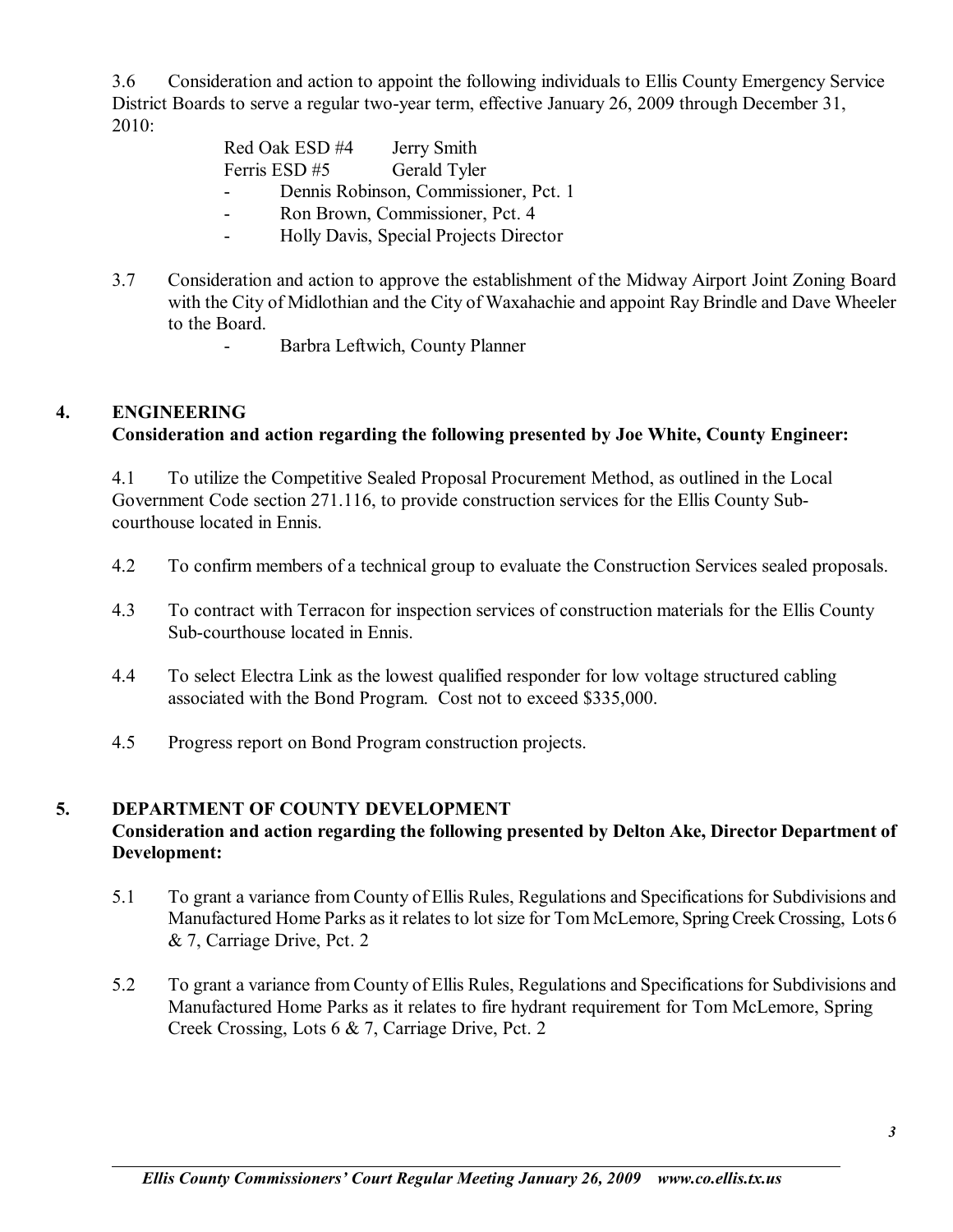3.6 Consideration and action to appoint the following individuals to Ellis County Emergency Service District Boards to serve a regular two-year term, effective January 26, 2009 through December 31, 2010:

Red Oak ESD #4 Jerry Smith
Ferris ESD #5 Gerald Tyler

- Dennis Robinson, Commissioner, Pct. 1
- Ron Brown, Commissioner, Pct. 4
- Holly Davis, Special Projects Director

3.7 Consideration and action to approve the establishment of the Midway Airport Joint Zoning Board with the City of Midlothian and the City of Waxahachie and appoint Ray Brindle and Dave Wheeler to the Board.

- Barbra Leftwich, County Planner

## 4. ENGINEERING

**Consideration and action regarding the following presented by Joe White, County Engineer:**

4.1 To utilize the Competitive Sealed Proposal Procurement Method, as outlined in the Local Government Code section 271.116, to provide construction services for the Ellis County Sub-courthouse located in Ennis.

4.2 To confirm members of a technical group to evaluate the Construction Services sealed proposals.

4.3 To contract with Terracon for inspection services of construction materials for the Ellis County Sub-courthouse located in Ennis.

4.4 To select Electra Link as the lowest qualified responder for low voltage structured cabling associated with the Bond Program. Cost not to exceed $335,000.

4.5 Progress report on Bond Program construction projects.

## 5. DEPARTMENT OF COUNTY DEVELOPMENT

**Consideration and action regarding the following presented by Delton Ake, Director Department of Development:**

5.1 To grant a variance from County of Ellis Rules, Regulations and Specifications for Subdivisions and Manufactured Home Parks as it relates to lot size for Tom McLemore, Spring Creek Crossing, Lots 6 & 7, Carriage Drive, Pct. 2

5.2 To grant a variance from County of Ellis Rules, Regulations and Specifications for Subdivisions and Manufactured Home Parks as it relates to fire hydrant requirement for Tom McLemore, Spring Creek Crossing, Lots 6 & 7, Carriage Drive, Pct. 2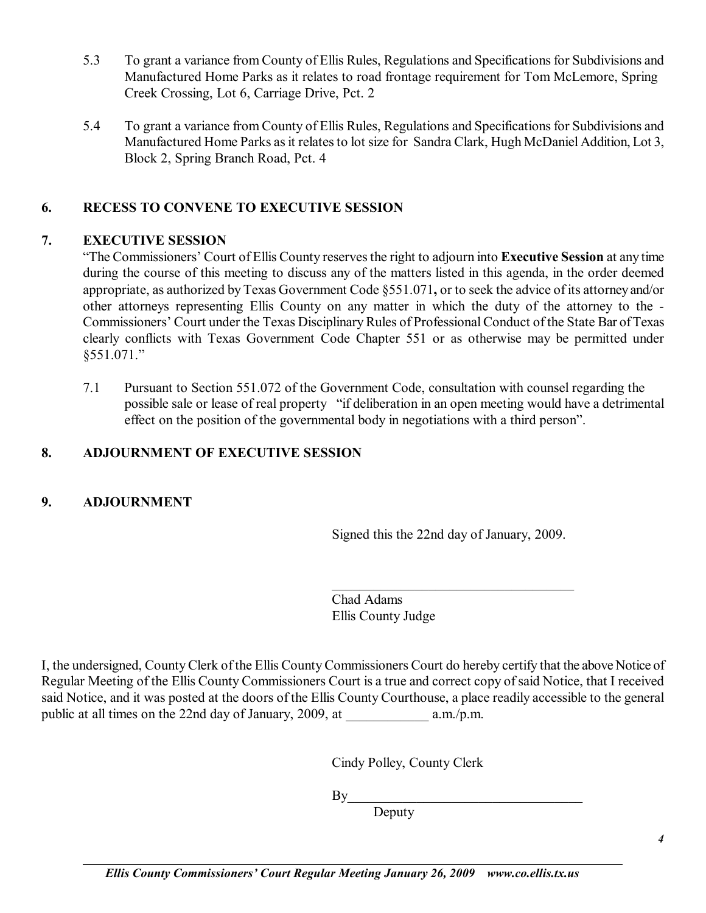5.3 To grant a variance from County of Ellis Rules, Regulations and Specifications for Subdivisions and Manufactured Home Parks as it relates to road frontage requirement for Tom McLemore, Spring Creek Crossing, Lot 6, Carriage Drive, Pct. 2

5.4 To grant a variance from County of Ellis Rules, Regulations and Specifications for Subdivisions and Manufactured Home Parks as it relates to lot size for Sandra Clark, Hugh McDaniel Addition, Lot 3, Block 2, Spring Branch Road, Pct. 4

## 6. RECESS TO CONVENE TO EXECUTIVE SESSION

## 7. EXECUTIVE SESSION

"The Commissioners' Court of Ellis County reserves the right to adjourn into **Executive Session** at any time during the course of this meeting to discuss any of the matters listed in this agenda, in the order deemed appropriate, as authorized by Texas Government Code §551.071**,** or to seek the advice of its attorney and/or other attorneys representing Ellis County on any matter in which the duty of the attorney to the - Commissioners' Court under the Texas Disciplinary Rules of Professional Conduct of the State Bar of Texas clearly conflicts with Texas Government Code Chapter 551 or as otherwise may be permitted under §551.071."

7.1 Pursuant to Section 551.072 of the Government Code, consultation with counsel regarding the possible sale or lease of real property "if deliberation in an open meeting would have a detrimental effect on the position of the governmental body in negotiations with a third person".

## 8. ADJOURNMENT OF EXECUTIVE SESSION

## 9. ADJOURNMENT

Signed this the 22nd day of January, 2009.

\_\_\_\_\_\_\_\_\_\_\_\_\_\_\_\_\_\_\_\_\_\_\_\_\_\_\_\_\_\_\_\_\_\_\_\_

Chad Adams
Ellis County Judge

I, the undersigned, County Clerk of the Ellis County Commissioners Court do hereby certify that the above Notice of Regular Meeting of the Ellis County Commissioners Court is a true and correct copy of said Notice, that I received said Notice, and it was posted at the doors of the Ellis County Courthouse, a place readily accessible to the general public at all times on the 22nd day of January, 2009, at \_\_\_\_\_\_\_\_\_\_\_\_ a.m./p.m.

Cindy Polley, County Clerk

By\_\_\_\_\_\_\_\_\_\_\_\_\_\_\_\_\_\_\_\_\_\_\_\_\_\_\_\_\_\_\_\_\_\_\_

Deputy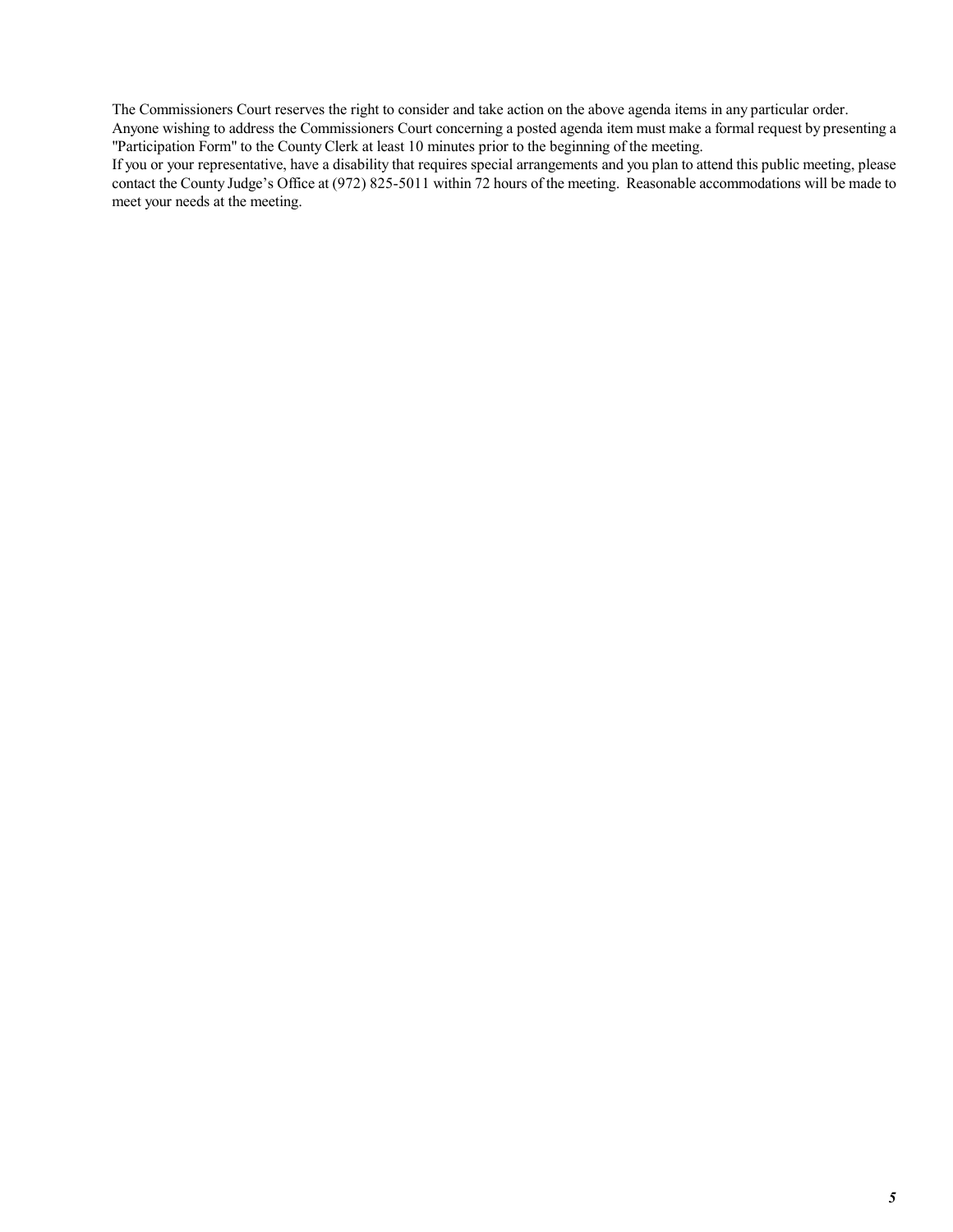The Commissioners Court reserves the right to consider and take action on the above agenda items in any particular order.

Anyone wishing to address the Commissioners Court concerning a posted agenda item must make a formal request by presenting a "Participation Form" to the County Clerk at least 10 minutes prior to the beginning of the meeting.

If you or your representative, have a disability that requires special arrangements and you plan to attend this public meeting, please contact the County Judge's Office at (972) 825-5011 within 72 hours of the meeting. Reasonable accommodations will be made to meet your needs at the meeting.